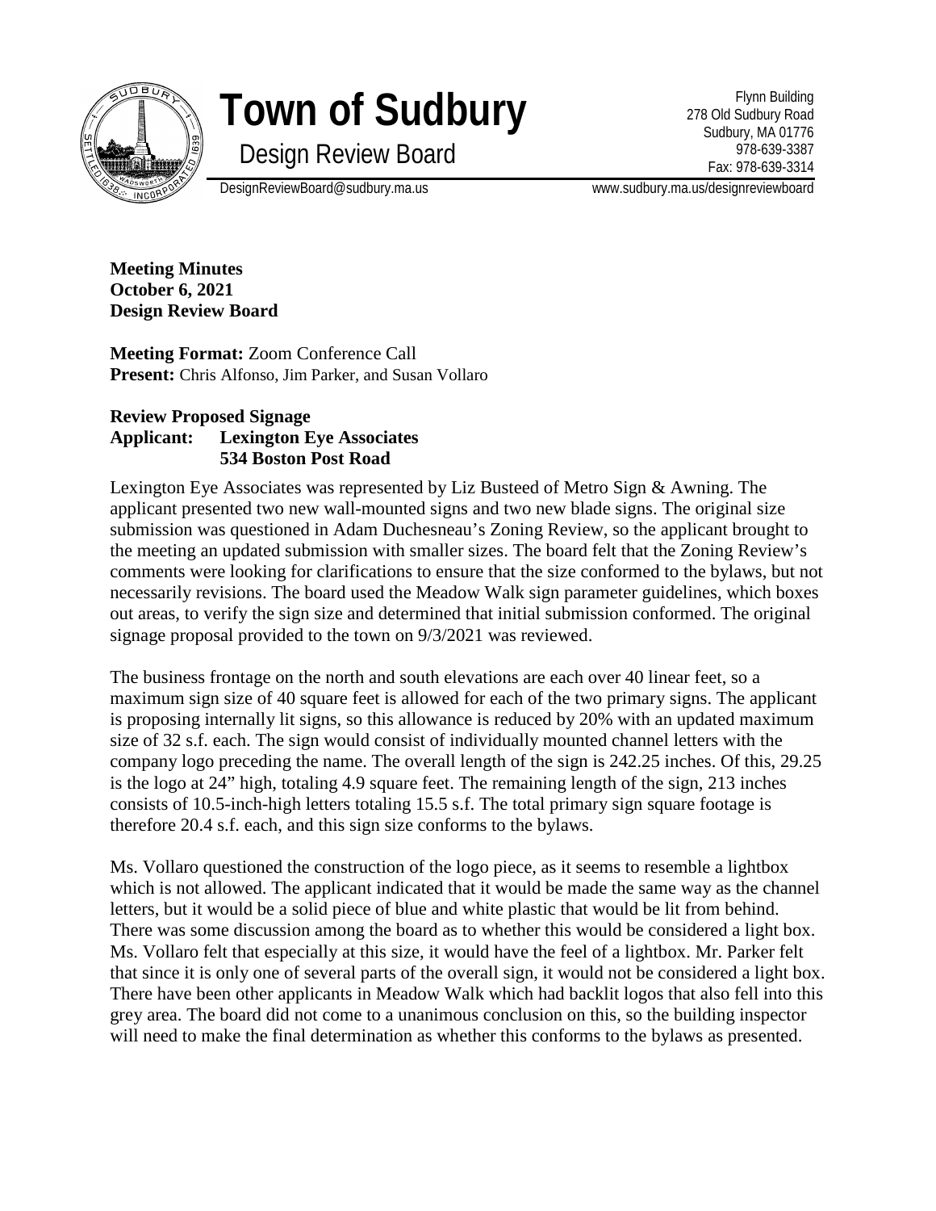# Town of Sudbury

## Design Review Board

Flynn Building
278 Old Sudbury Road
Sudbury, MA 01776
978-639-3387
Fax: 978-639-3314

DesignReviewBoard@sudbury.ma.us    www.sudbury.ma.us/designreviewboard

**Meeting Minutes**
**October 6, 2021**
**Design Review Board**

**Meeting Format:** Zoom Conference Call
**Present:** Chris Alfonso, Jim Parker, and Susan Vollaro

**Review Proposed Signage**
**Applicant: Lexington Eye Associates**
**534 Boston Post Road**

Lexington Eye Associates was represented by Liz Busteed of Metro Sign & Awning. The applicant presented two new wall-mounted signs and two new blade signs. The original size submission was questioned in Adam Duchesneau's Zoning Review, so the applicant brought to the meeting an updated submission with smaller sizes. The board felt that the Zoning Review's comments were looking for clarifications to ensure that the size conformed to the bylaws, but not necessarily revisions. The board used the Meadow Walk sign parameter guidelines, which boxes out areas, to verify the sign size and determined that initial submission conformed. The original signage proposal provided to the town on 9/3/2021 was reviewed.

The business frontage on the north and south elevations are each over 40 linear feet, so a maximum sign size of 40 square feet is allowed for each of the two primary signs. The applicant is proposing internally lit signs, so this allowance is reduced by 20% with an updated maximum size of 32 s.f. each. The sign would consist of individually mounted channel letters with the company logo preceding the name. The overall length of the sign is 242.25 inches. Of this, 29.25 is the logo at 24" high, totaling 4.9 square feet. The remaining length of the sign, 213 inches consists of 10.5-inch-high letters totaling 15.5 s.f. The total primary sign square footage is therefore 20.4 s.f. each, and this sign size conforms to the bylaws.

Ms. Vollaro questioned the construction of the logo piece, as it seems to resemble a lightbox which is not allowed. The applicant indicated that it would be made the same way as the channel letters, but it would be a solid piece of blue and white plastic that would be lit from behind. There was some discussion among the board as to whether this would be considered a light box. Ms. Vollaro felt that especially at this size, it would have the feel of a lightbox. Mr. Parker felt that since it is only one of several parts of the overall sign, it would not be considered a light box. There have been other applicants in Meadow Walk which had backlit logos that also fell into this grey area. The board did not come to a unanimous conclusion on this, so the building inspector will need to make the final determination as whether this conforms to the bylaws as presented.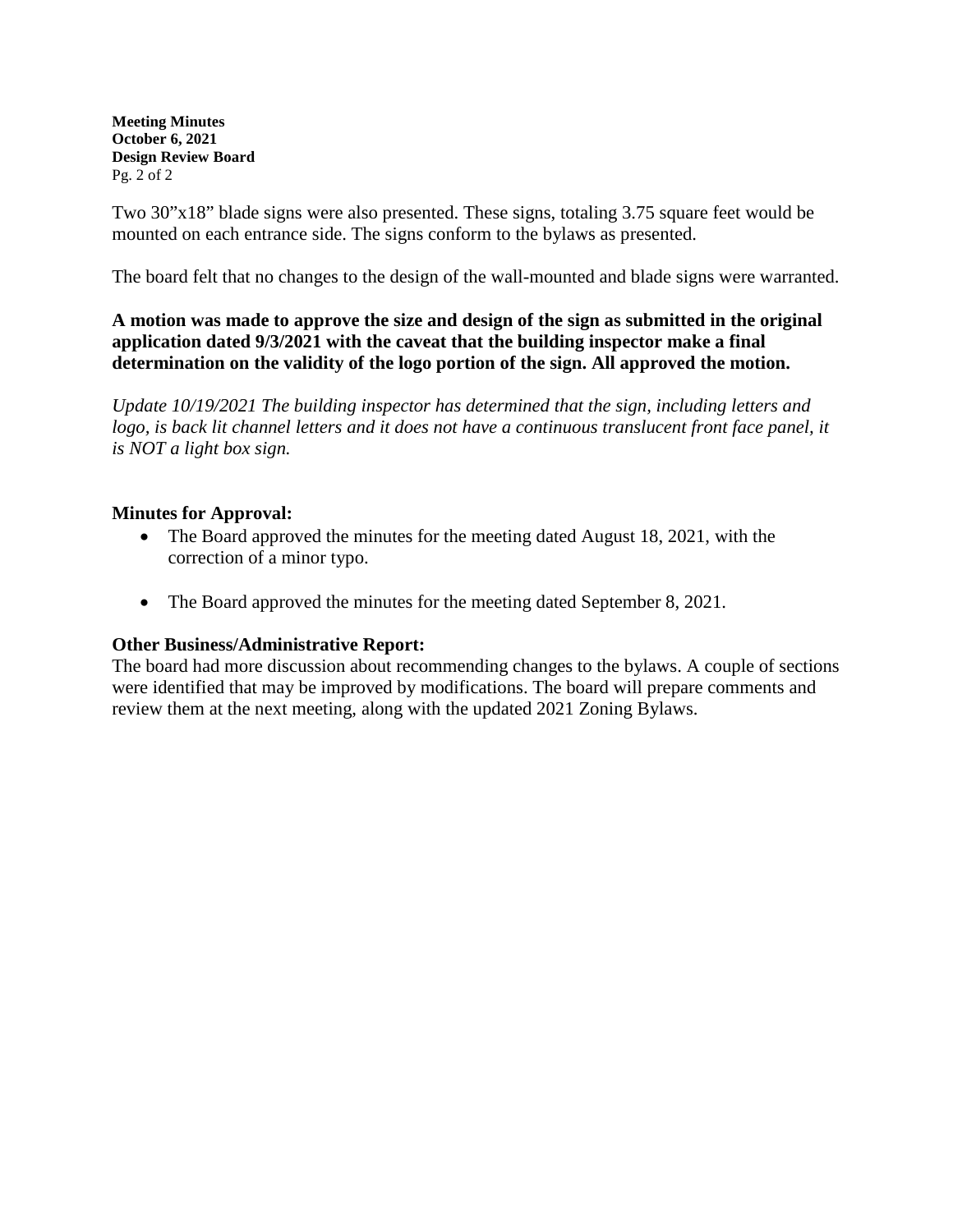Two 30”x18” blade signs were also presented. These signs, totaling 3.75 square feet would be mounted on each entrance side. The signs conform to the bylaws as presented.

The board felt that no changes to the design of the wall-mounted and blade signs were warranted.

**A motion was made to approve the size and design of the sign as submitted in the original application dated 9/3/2021 with the caveat that the building inspector make a final determination on the validity of the logo portion of the sign. All approved the motion.**

*Update 10/19/2021 The building inspector has determined that the sign, including letters and logo, is back lit channel letters and it does not have a continuous translucent front face panel, it is NOT a light box sign.*

### Minutes for Approval:

- The Board approved the minutes for the meeting dated August 18, 2021, with the correction of a minor typo.
- The Board approved the minutes for the meeting dated September 8, 2021.

### Other Business/Administrative Report:

The board had more discussion about recommending changes to the bylaws. A couple of sections were identified that may be improved by modifications. The board will prepare comments and review them at the next meeting, along with the updated 2021 Zoning Bylaws.